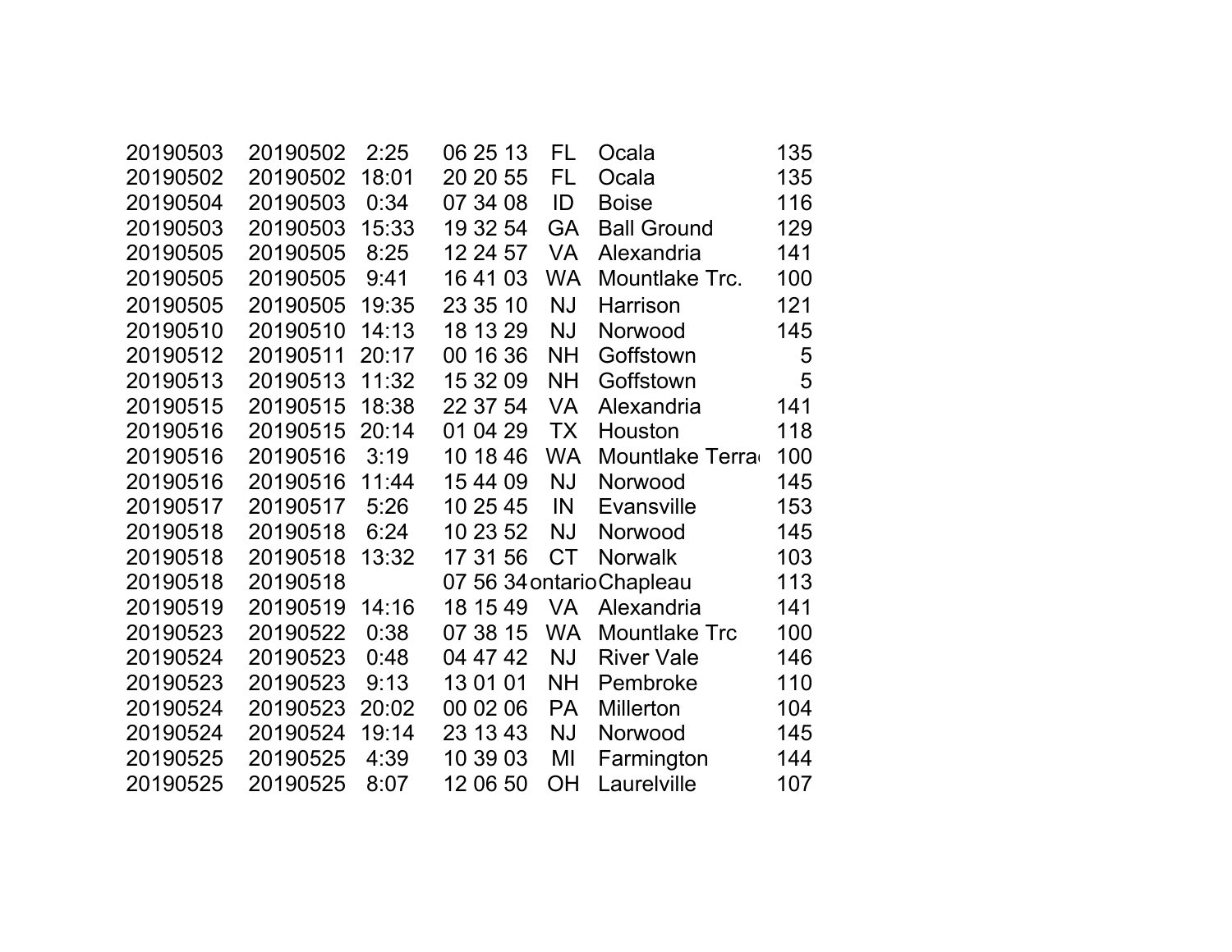| | | | | | | |
|---|---|---|---|---|---|---|
| 20190503 | 20190502 | 2:25 | 06 25 13 | FL | Ocala | 135 |
| 20190502 | 20190502 | 18:01 | 20 20 55 | FL | Ocala | 135 |
| 20190504 | 20190503 | 0:34 | 07 34 08 | ID | Boise | 116 |
| 20190503 | 20190503 | 15:33 | 19 32 54 | GA | Ball Ground | 129 |
| 20190505 | 20190505 | 8:25 | 12 24 57 | VA | Alexandria | 141 |
| 20190505 | 20190505 | 9:41 | 16 41 03 | WA | Mountlake Trc. | 100 |
| 20190505 | 20190505 | 19:35 | 23 35 10 | NJ | Harrison | 121 |
| 20190510 | 20190510 | 14:13 | 18 13 29 | NJ | Norwood | 145 |
| 20190512 | 20190511 | 20:17 | 00 16 36 | NH | Goffstown | 5 |
| 20190513 | 20190513 | 11:32 | 15 32 09 | NH | Goffstown | 5 |
| 20190515 | 20190515 | 18:38 | 22 37 54 | VA | Alexandria | 141 |
| 20190516 | 20190515 | 20:14 | 01 04 29 | TX | Houston | 118 |
| 20190516 | 20190516 | 3:19 | 10 18 46 | WA | Mountlake Terra | 100 |
| 20190516 | 20190516 | 11:44 | 15 44 09 | NJ | Norwood | 145 |
| 20190517 | 20190517 | 5:26 | 10 25 45 | IN | Evansville | 153 |
| 20190518 | 20190518 | 6:24 | 10 23 52 | NJ | Norwood | 145 |
| 20190518 | 20190518 | 13:32 | 17 31 56 | CT | Norwalk | 103 |
| 20190518 | 20190518 | | 07 56 34 | ontario | Chapleau | 113 |
| 20190519 | 20190519 | 14:16 | 18 15 49 | VA | Alexandria | 141 |
| 20190523 | 20190522 | 0:38 | 07 38 15 | WA | Mountlake Trc | 100 |
| 20190524 | 20190523 | 0:48 | 04 47 42 | NJ | River Vale | 146 |
| 20190523 | 20190523 | 9:13 | 13 01 01 | NH | Pembroke | 110 |
| 20190524 | 20190523 | 20:02 | 00 02 06 | PA | Millerton | 104 |
| 20190524 | 20190524 | 19:14 | 23 13 43 | NJ | Norwood | 145 |
| 20190525 | 20190525 | 4:39 | 10 39 03 | MI | Farmington | 144 |
| 20190525 | 20190525 | 8:07 | 12 06 50 | OH | Laurelville | 107 |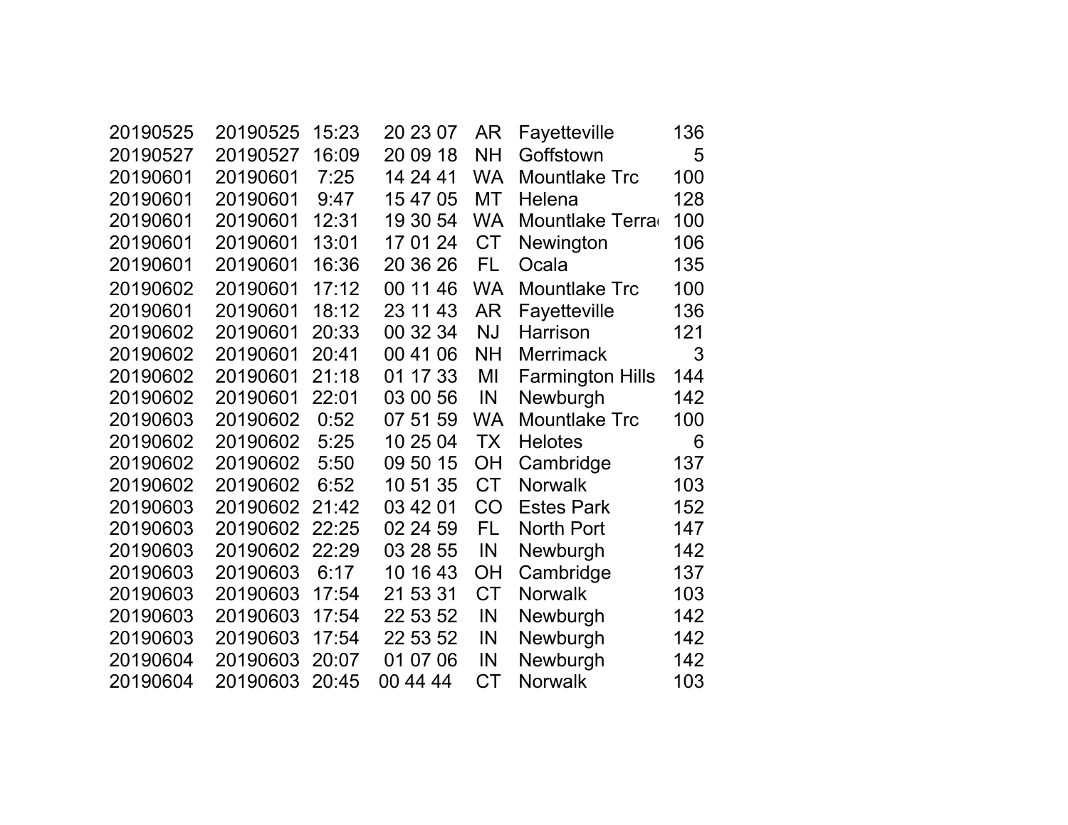| | | | | | | |
|---|---|---|---|---|---|---|
| 20190525 | 20190525 | 15:23 | 20 23 07 | AR | Fayetteville | 136 |
| 20190527 | 20190527 | 16:09 | 20 09 18 | NH | Goffstown | 5 |
| 20190601 | 20190601 | 7:25 | 14 24 41 | WA | Mountlake Trc | 100 |
| 20190601 | 20190601 | 9:47 | 15 47 05 | MT | Helena | 128 |
| 20190601 | 20190601 | 12:31 | 19 30 54 | WA | Mountlake Terra | 100 |
| 20190601 | 20190601 | 13:01 | 17 01 24 | CT | Newington | 106 |
| 20190601 | 20190601 | 16:36 | 20 36 26 | FL | Ocala | 135 |
| 20190602 | 20190601 | 17:12 | 00 11 46 | WA | Mountlake Trc | 100 |
| 20190601 | 20190601 | 18:12 | 23 11 43 | AR | Fayetteville | 136 |
| 20190602 | 20190601 | 20:33 | 00 32 34 | NJ | Harrison | 121 |
| 20190602 | 20190601 | 20:41 | 00 41 06 | NH | Merrimack | 3 |
| 20190602 | 20190601 | 21:18 | 01 17 33 | MI | Farmington Hills | 144 |
| 20190602 | 20190601 | 22:01 | 03 00 56 | IN | Newburgh | 142 |
| 20190603 | 20190602 | 0:52 | 07 51 59 | WA | Mountlake Trc | 100 |
| 20190602 | 20190602 | 5:25 | 10 25 04 | TX | Helotes | 6 |
| 20190602 | 20190602 | 5:50 | 09 50 15 | OH | Cambridge | 137 |
| 20190602 | 20190602 | 6:52 | 10 51 35 | CT | Norwalk | 103 |
| 20190603 | 20190602 | 21:42 | 03 42 01 | CO | Estes Park | 152 |
| 20190603 | 20190602 | 22:25 | 02 24 59 | FL | North Port | 147 |
| 20190603 | 20190602 | 22:29 | 03 28 55 | IN | Newburgh | 142 |
| 20190603 | 20190603 | 6:17 | 10 16 43 | OH | Cambridge | 137 |
| 20190603 | 20190603 | 17:54 | 21 53 31 | CT | Norwalk | 103 |
| 20190603 | 20190603 | 17:54 | 22 53 52 | IN | Newburgh | 142 |
| 20190603 | 20190603 | 17:54 | 22 53 52 | IN | Newburgh | 142 |
| 20190604 | 20190603 | 20:07 | 01 07 06 | IN | Newburgh | 142 |
| 20190604 | 20190603 | 20:45 | 00 44 44 | CT | Norwalk | 103 |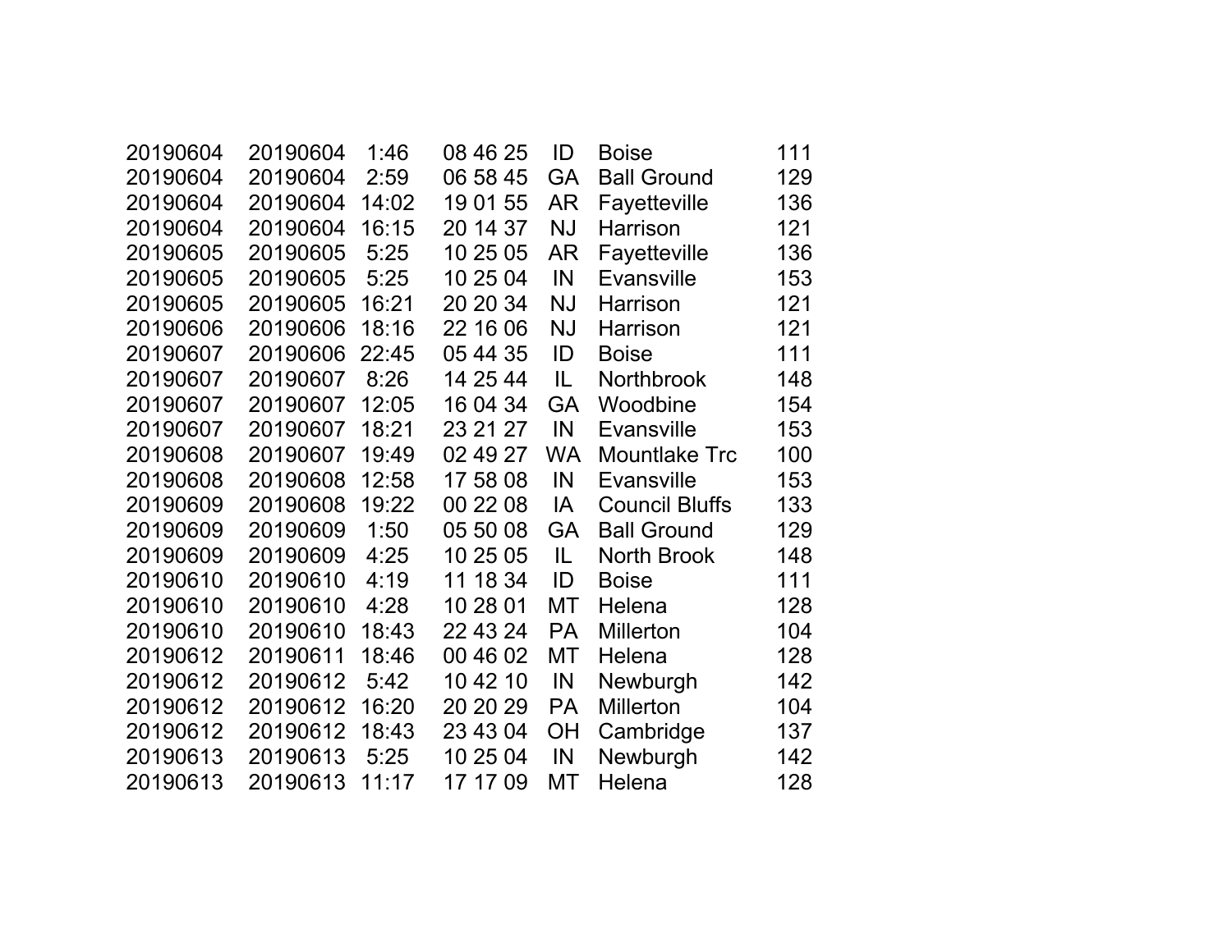| | | | | | | |
|---|---|---|---|---|---|---|
| 20190604 | 20190604 | 1:46 | 08 46 25 | ID | Boise | 111 |
| 20190604 | 20190604 | 2:59 | 06 58 45 | GA | Ball Ground | 129 |
| 20190604 | 20190604 | 14:02 | 19 01 55 | AR | Fayetteville | 136 |
| 20190604 | 20190604 | 16:15 | 20 14 37 | NJ | Harrison | 121 |
| 20190605 | 20190605 | 5:25 | 10 25 05 | AR | Fayetteville | 136 |
| 20190605 | 20190605 | 5:25 | 10 25 04 | IN | Evansville | 153 |
| 20190605 | 20190605 | 16:21 | 20 20 34 | NJ | Harrison | 121 |
| 20190606 | 20190606 | 18:16 | 22 16 06 | NJ | Harrison | 121 |
| 20190607 | 20190606 | 22:45 | 05 44 35 | ID | Boise | 111 |
| 20190607 | 20190607 | 8:26 | 14 25 44 | IL | Northbrook | 148 |
| 20190607 | 20190607 | 12:05 | 16 04 34 | GA | Woodbine | 154 |
| 20190607 | 20190607 | 18:21 | 23 21 27 | IN | Evansville | 153 |
| 20190608 | 20190607 | 19:49 | 02 49 27 | WA | Mountlake Trc | 100 |
| 20190608 | 20190608 | 12:58 | 17 58 08 | IN | Evansville | 153 |
| 20190609 | 20190608 | 19:22 | 00 22 08 | IA | Council Bluffs | 133 |
| 20190609 | 20190609 | 1:50 | 05 50 08 | GA | Ball Ground | 129 |
| 20190609 | 20190609 | 4:25 | 10 25 05 | IL | North Brook | 148 |
| 20190610 | 20190610 | 4:19 | 11 18 34 | ID | Boise | 111 |
| 20190610 | 20190610 | 4:28 | 10 28 01 | MT | Helena | 128 |
| 20190610 | 20190610 | 18:43 | 22 43 24 | PA | Millerton | 104 |
| 20190612 | 20190611 | 18:46 | 00 46 02 | MT | Helena | 128 |
| 20190612 | 20190612 | 5:42 | 10 42 10 | IN | Newburgh | 142 |
| 20190612 | 20190612 | 16:20 | 20 20 29 | PA | Millerton | 104 |
| 20190612 | 20190612 | 18:43 | 23 43 04 | OH | Cambridge | 137 |
| 20190613 | 20190613 | 5:25 | 10 25 04 | IN | Newburgh | 142 |
| 20190613 | 20190613 | 11:17 | 17 17 09 | MT | Helena | 128 |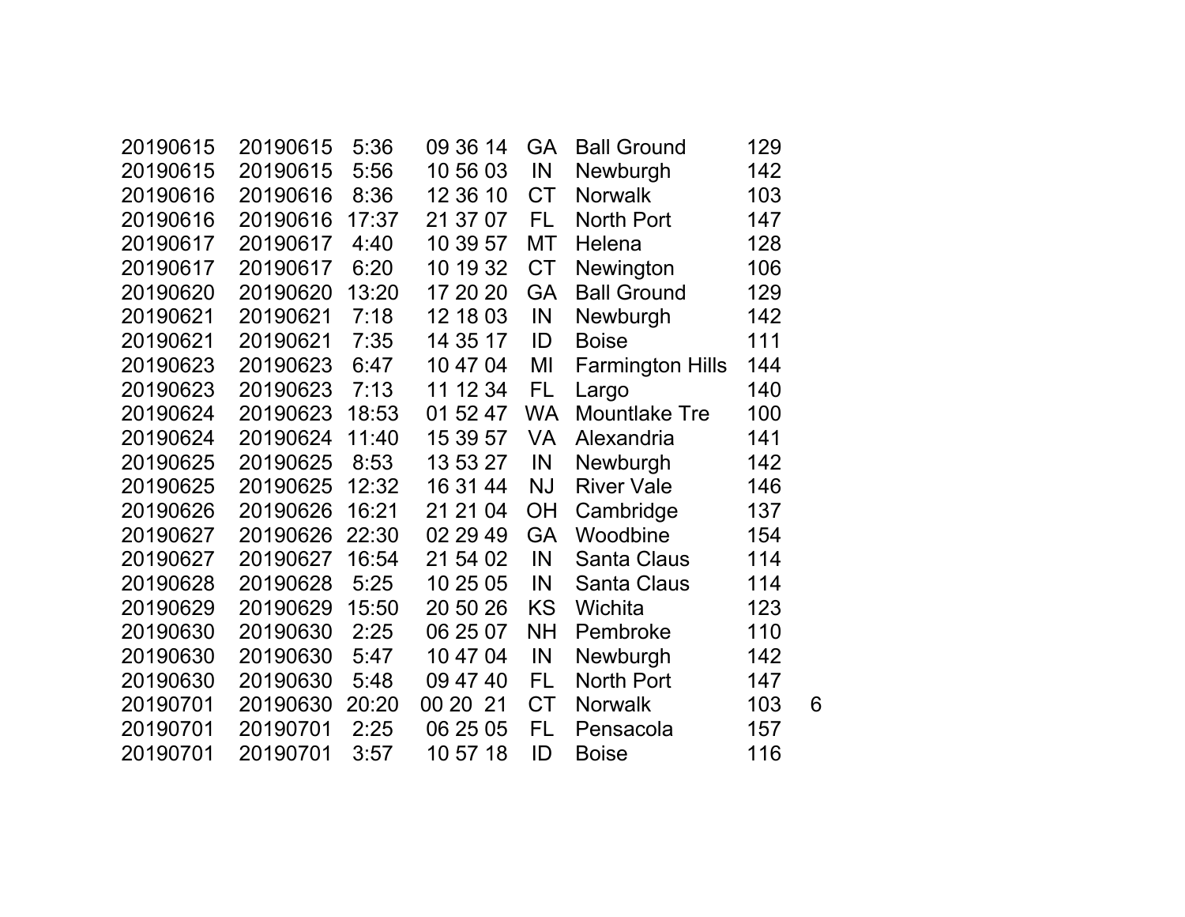| | | | | | | | |
|---|---|---|---|---|---|---|---|
| 20190615 | 20190615 | 5:36 | 09 36 14 | GA | Ball Ground | 129 | |
| 20190615 | 20190615 | 5:56 | 10 56 03 | IN | Newburgh | 142 | |
| 20190616 | 20190616 | 8:36 | 12 36 10 | CT | Norwalk | 103 | |
| 20190616 | 20190616 | 17:37 | 21 37 07 | FL | North Port | 147 | |
| 20190617 | 20190617 | 4:40 | 10 39 57 | MT | Helena | 128 | |
| 20190617 | 20190617 | 6:20 | 10 19 32 | CT | Newington | 106 | |
| 20190620 | 20190620 | 13:20 | 17 20 20 | GA | Ball Ground | 129 | |
| 20190621 | 20190621 | 7:18 | 12 18 03 | IN | Newburgh | 142 | |
| 20190621 | 20190621 | 7:35 | 14 35 17 | ID | Boise | 111 | |
| 20190623 | 20190623 | 6:47 | 10 47 04 | MI | Farmington Hills | 144 | |
| 20190623 | 20190623 | 7:13 | 11 12 34 | FL | Largo | 140 | |
| 20190624 | 20190623 | 18:53 | 01 52 47 | WA | Mountlake Tre | 100 | |
| 20190624 | 20190624 | 11:40 | 15 39 57 | VA | Alexandria | 141 | |
| 20190625 | 20190625 | 8:53 | 13 53 27 | IN | Newburgh | 142 | |
| 20190625 | 20190625 | 12:32 | 16 31 44 | NJ | River Vale | 146 | |
| 20190626 | 20190626 | 16:21 | 21 21 04 | OH | Cambridge | 137 | |
| 20190627 | 20190626 | 22:30 | 02 29 49 | GA | Woodbine | 154 | |
| 20190627 | 20190627 | 16:54 | 21 54 02 | IN | Santa Claus | 114 | |
| 20190628 | 20190628 | 5:25 | 10 25 05 | IN | Santa Claus | 114 | |
| 20190629 | 20190629 | 15:50 | 20 50 26 | KS | Wichita | 123 | |
| 20190630 | 20190630 | 2:25 | 06 25 07 | NH | Pembroke | 110 | |
| 20190630 | 20190630 | 5:47 | 10 47 04 | IN | Newburgh | 142 | |
| 20190630 | 20190630 | 5:48 | 09 47 40 | FL | North Port | 147 | |
| 20190701 | 20190630 | 20:20 | 00 20 21 | CT | Norwalk | 103 | 6 |
| 20190701 | 20190701 | 2:25 | 06 25 05 | FL | Pensacola | 157 | |
| 20190701 | 20190701 | 3:57 | 10 57 18 | ID | Boise | 116 | |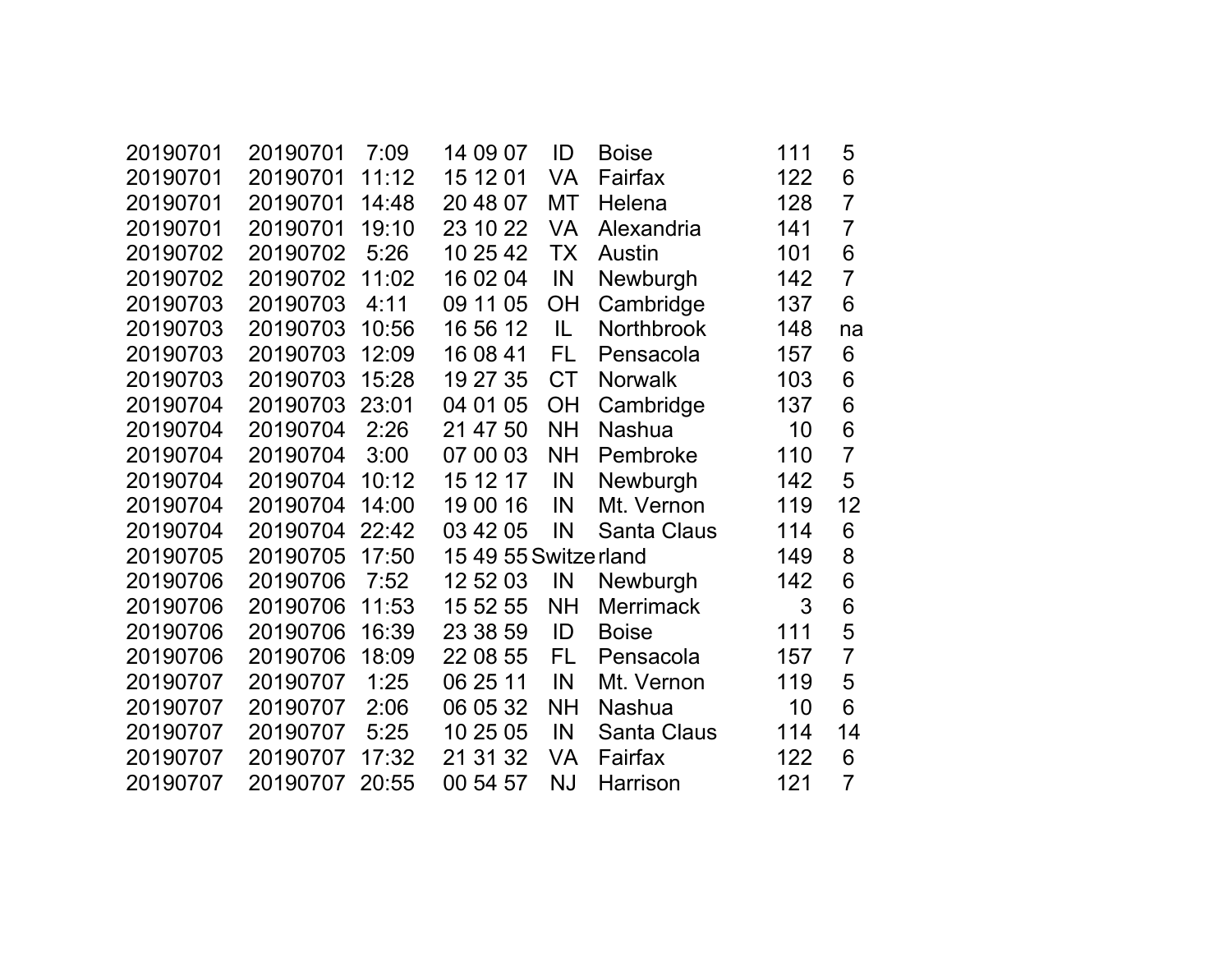| | | | | | | | |
|---|---|---|---|---|---|---|---|
| 20190701 | 20190701 | 7:09 | 14 09 07 | ID | Boise | 111 | 5 |
| 20190701 | 20190701 | 11:12 | 15 12 01 | VA | Fairfax | 122 | 6 |
| 20190701 | 20190701 | 14:48 | 20 48 07 | MT | Helena | 128 | 7 |
| 20190701 | 20190701 | 19:10 | 23 10 22 | VA | Alexandria | 141 | 7 |
| 20190702 | 20190702 | 5:26 | 10 25 42 | TX | Austin | 101 | 6 |
| 20190702 | 20190702 | 11:02 | 16 02 04 | IN | Newburgh | 142 | 7 |
| 20190703 | 20190703 | 4:11 | 09 11 05 | OH | Cambridge | 137 | 6 |
| 20190703 | 20190703 | 10:56 | 16 56 12 | IL | Northbrook | 148 | na |
| 20190703 | 20190703 | 12:09 | 16 08 41 | FL | Pensacola | 157 | 6 |
| 20190703 | 20190703 | 15:28 | 19 27 35 | CT | Norwalk | 103 | 6 |
| 20190704 | 20190703 | 23:01 | 04 01 05 | OH | Cambridge | 137 | 6 |
| 20190704 | 20190704 | 2:26 | 21 47 50 | NH | Nashua | 10 | 6 |
| 20190704 | 20190704 | 3:00 | 07 00 03 | NH | Pembroke | 110 | 7 |
| 20190704 | 20190704 | 10:12 | 15 12 17 | IN | Newburgh | 142 | 5 |
| 20190704 | 20190704 | 14:00 | 19 00 16 | IN | Mt. Vernon | 119 | 12 |
| 20190704 | 20190704 | 22:42 | 03 42 05 | IN | Santa Claus | 114 | 6 |
| 20190705 | 20190705 | 17:50 | 15 49 55 | Switze | rland | 149 | 8 |
| 20190706 | 20190706 | 7:52 | 12 52 03 | IN | Newburgh | 142 | 6 |
| 20190706 | 20190706 | 11:53 | 15 52 55 | NH | Merrimack | 3 | 6 |
| 20190706 | 20190706 | 16:39 | 23 38 59 | ID | Boise | 111 | 5 |
| 20190706 | 20190706 | 18:09 | 22 08 55 | FL | Pensacola | 157 | 7 |
| 20190707 | 20190707 | 1:25 | 06 25 11 | IN | Mt. Vernon | 119 | 5 |
| 20190707 | 20190707 | 2:06 | 06 05 32 | NH | Nashua | 10 | 6 |
| 20190707 | 20190707 | 5:25 | 10 25 05 | IN | Santa Claus | 114 | 14 |
| 20190707 | 20190707 | 17:32 | 21 31 32 | VA | Fairfax | 122 | 6 |
| 20190707 | 20190707 | 20:55 | 00 54 57 | NJ | Harrison | 121 | 7 |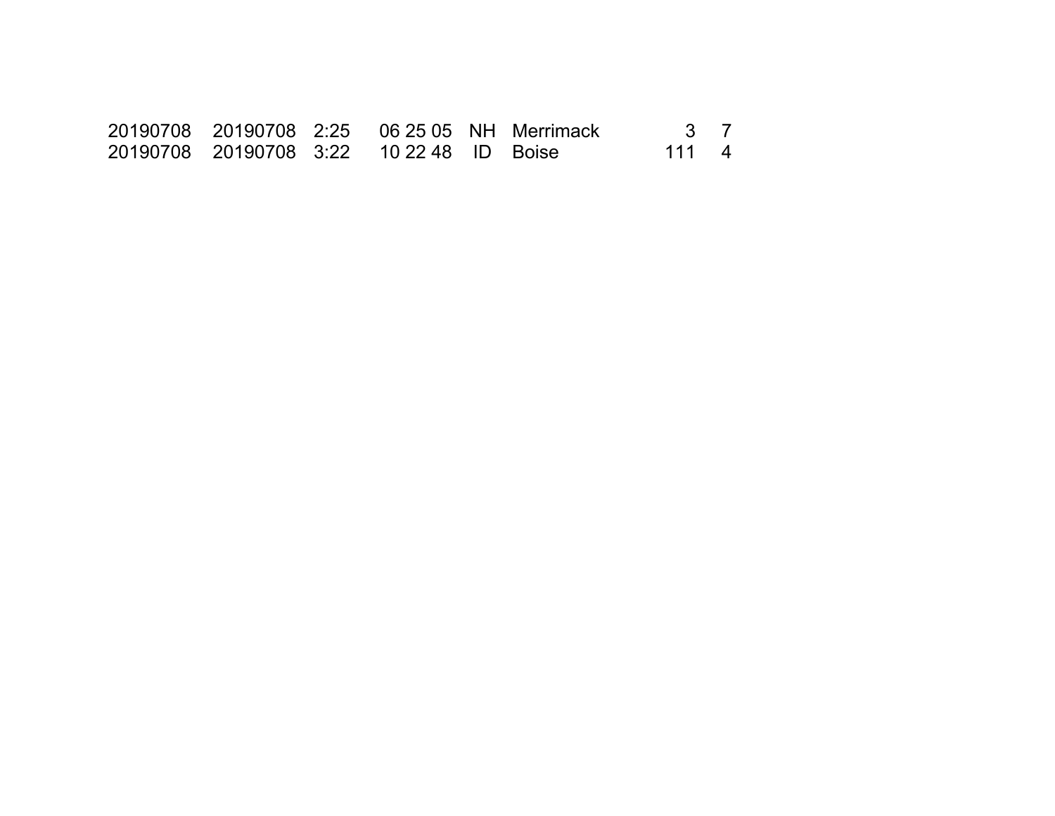| | | | | | | | |
|---|---|---|---|---|---|---|---|
| 20190708 | 20190708 | 2:25 | 06 25 05 | NH | Merrimack | 3 | 7 |
| 20190708 | 20190708 | 3:22 | 10 22 48 | ID | Boise | 111 | 4 |